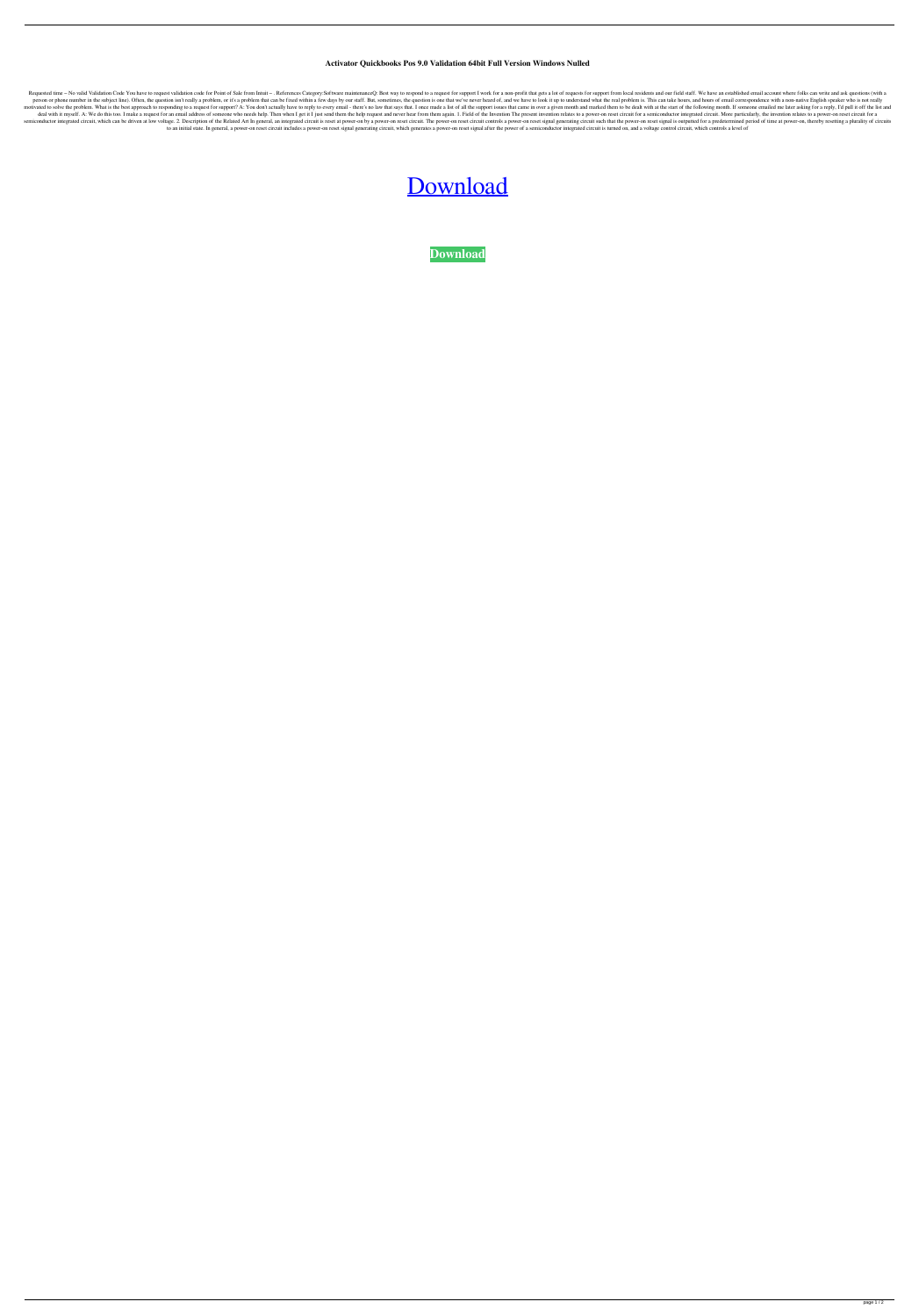# Activator Quickbooks Pos 9.0 Validation 64bit Full Version Windows Nulled

Requested time – No valid Validation Code You have to request validation code for Point of Sale from Intuit – . References Category:Software maintenanceQ: Best way to respond to a request for support I work for a non-profit that gets a lot of requests for support from local residents and our field staff. We have an established email account where folks can write and ask questions (with a person or phone number in the subject line). Often, the question isn't really a problem, or it's a problem that can be fixed within a few days by our staff. But, sometimes, the question is one that we've never heard of, and we have to look it up to understand what the real problem is. This can take hours, and hours of email correspondence with a non-native English speaker who is not really motivated to solve the problem. What is the best approach to responding to a request for support? A: You don't actually have to reply to every email - there's no law that says that. I once made a list of all the support issues that came in over a given month and marked them to be dealt with at the start of the following month. If someone emailed me later asking for a reply, I'd pull it off the list and deal with it myself. A: We do this too. I make a request for an email address of someone who needs help. Then when I get it I just send them the help request and never hear from them again. 1. Field of the Invention The present invention relates to a power-on reset circuit for a semiconductor integrated circuit. More particularly, the invention relates to a power-on reset circuit for a semiconductor integrated circuit, which can be driven at low voltage. 2. Description of the Related Art In general, an integrated circuit is reset at power-on by a power-on reset circuit. The power-on reset circuit controls a power-on reset signal generating circuit such that the power-on reset signal is outputted for a predetermined period of time at power-on, thereby resetting a plurality of circuits to an initial state. In general, a power-on reset circuit includes a power-on reset signal generating circuit, which generates a power-on reset signal after the power of a semiconductor integrated circuit is turned on, and a voltage control circuit, which controls a level of

Download

**Download**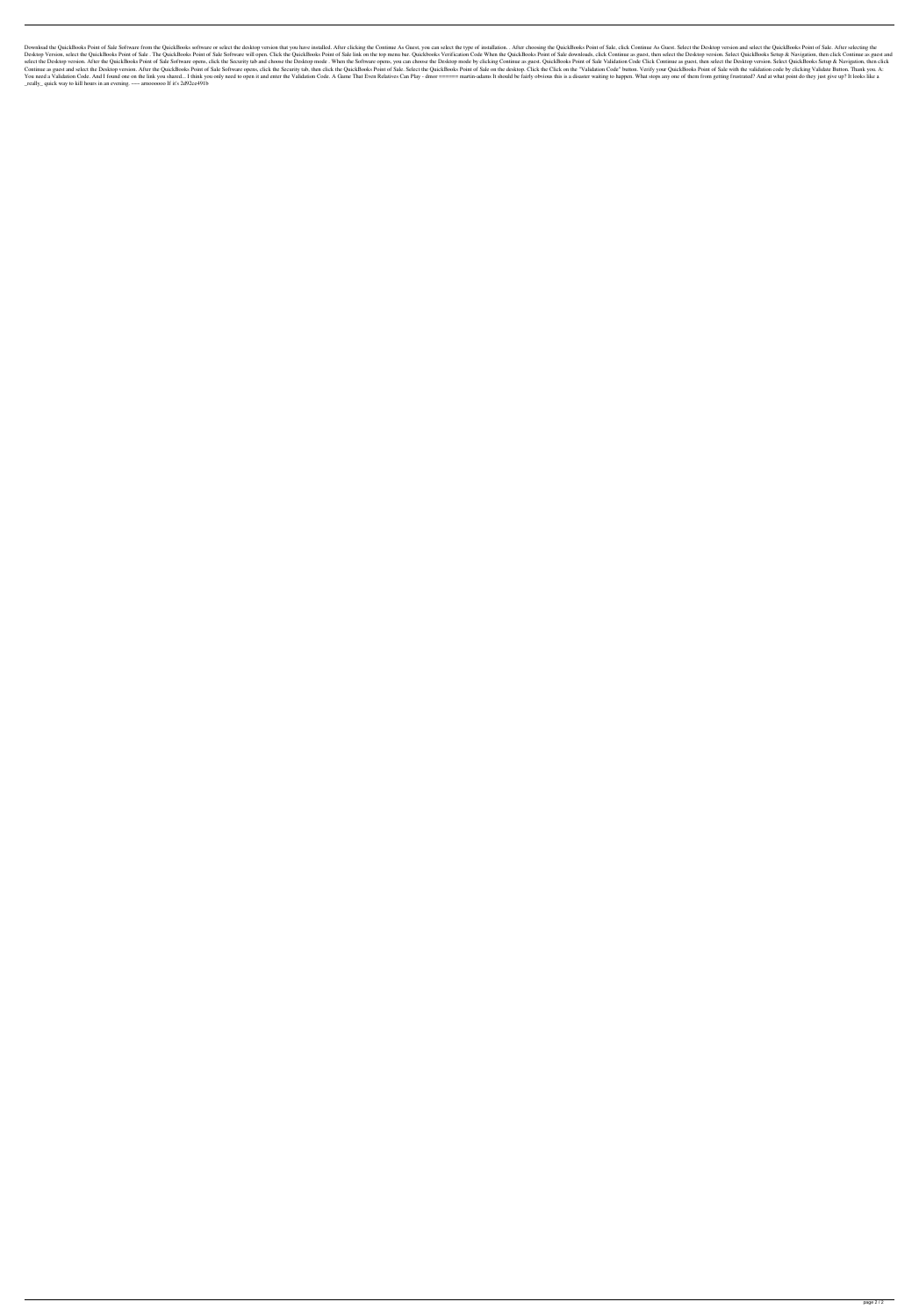Download the QuickBooks Point of Sale Software from the QuickBooks software or select the desktop version that you have installed. After clicking the Continue As Guest. you can select the type of installation. . After choosing the QuickBooks Point of Sale, click Continue As Guest. Select the Desktop version and select the QuickBooks Point of Sale. After selecting the Desktop Version, select the QuickBooks Point of Sale . The QuickBooks Point of Sale Software will open. Click the QuickBooks Point of Sale link on the top menu bar. Quickbooks Verification Code When the QuickBooks Point of Sale downloads, click Continue as guest, then select the Desktop version. Select QuickBooks Setup & Navigation, then click Continue as guest and select the Desktop version. After the QuickBooks Point of Sale Software opens, click the Security tab and choose the Desktop mode . When the Software opens, you can choose the Desktop mode by clicking Continue as guest. QuickBooks Point of Sale Validation Code Click Continue as guest, then select the Desktop version. Select QuickBooks Setup & Navigation, then click Continue as guest and select the Desktop version. After the QuickBooks Point of Sale Software opens, click the Security tab, then click the QuickBooks Point of Sale. Select the QuickBooks Point of Sale on the desktop. Click the Click on the "Validation Code" button. Verify your QuickBooks Point of Sale with the validation code by clicking Validate Button. Thank you. A: You need a Validation Code. And I found one on the link you shared... I think you only need to open it and enter the Validation Code. A Game That Even Relatives Can Play - dmor ======= martin-adams It should be fairly obvious this is a disaster waiting to happen. What stops any one of them from getting frustrated? And at what point do they just give up? It looks like a _really_ quick way to kill hours in an evening. \------ amoooooo If it's 2d92ce491b